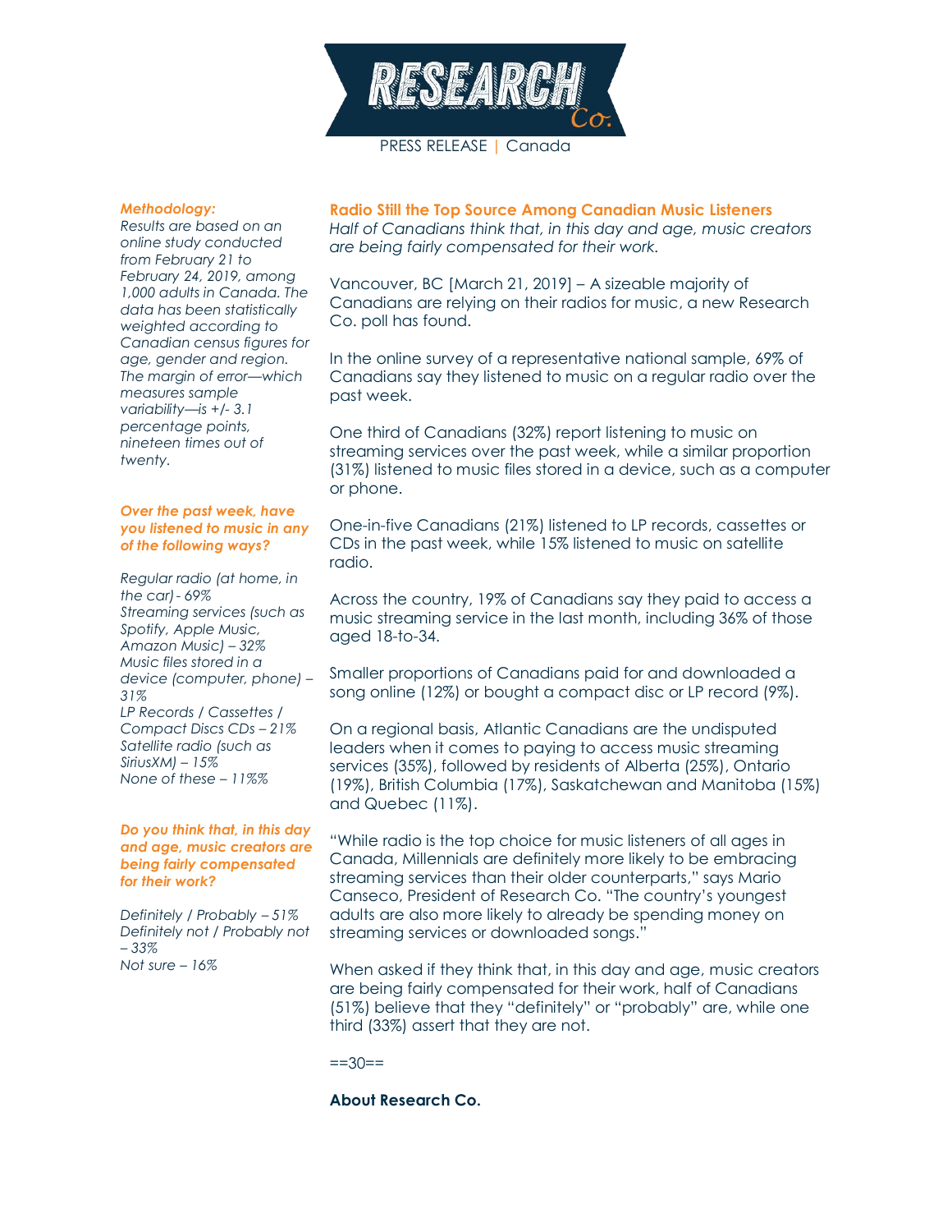PRESS RELEASE | Canada

## Radio Still the Top Source Among Canadian Music Listeners

*Half of Canadians think that, in this day and age, music creators are being fairly compensated for their work.*

Vancouver, BC [March 21, 2019] – A sizeable majority of Canadians are relying on their radios for music, a new Research Co. poll has found.

In the online survey of a representative national sample, 69% of Canadians say they listened to music on a regular radio over the past week.

One third of Canadians (32%) report listening to music on streaming services over the past week, while a similar proportion (31%) listened to music files stored in a device, such as a computer or phone.

One-in-five Canadians (21%) listened to LP records, cassettes or CDs in the past week, while 15% listened to music on satellite radio.

Across the country, 19% of Canadians say they paid to access a music streaming service in the last month, including 36% of those aged 18-to-34.

Smaller proportions of Canadians paid for and downloaded a song online (12%) or bought a compact disc or LP record (9%).

On a regional basis, Atlantic Canadians are the undisputed leaders when it comes to paying to access music streaming services (35%), followed by residents of Alberta (25%), Ontario (19%), British Columbia (17%), Saskatchewan and Manitoba (15%) and Quebec (11%).

"While radio is the top choice for music listeners of all ages in Canada, Millennials are definitely more likely to be embracing streaming services than their older counterparts," says Mario Canseco, President of Research Co. "The country's youngest adults are also more likely to already be spending money on streaming services or downloaded songs."

When asked if they think that, in this day and age, music creators are being fairly compensated for their work, half of Canadians (51%) believe that they "definitely" or "probably" are, while one third (33%) assert that they are not.

==30==

**About Research Co.**

***Methodology:***

*Results are based on an online study conducted from February 21 to February 24, 2019, among 1,000 adults in Canada. The data has been statistically weighted according to Canadian census figures for age, gender and region. The margin of error—which measures sample variability—is +/- 3.1 percentage points, nineteen times out of twenty.*

***Over the past week, have you listened to music in any of the following ways?***

*Regular radio (at home, in the car) - 69%*
*Streaming services (such as Spotify, Apple Music, Amazon Music) – 32%*
*Music files stored in a device (computer, phone) – 31%*
*LP Records / Cassettes / Compact Discs CDs – 21%*
*Satellite radio (such as SiriusXM) – 15%*
*None of these – 11%%*

***Do you think that, in this day and age, music creators are being fairly compensated for their work?***

*Definitely / Probably – 51%*
*Definitely not / Probably not – 33%*
*Not sure – 16%*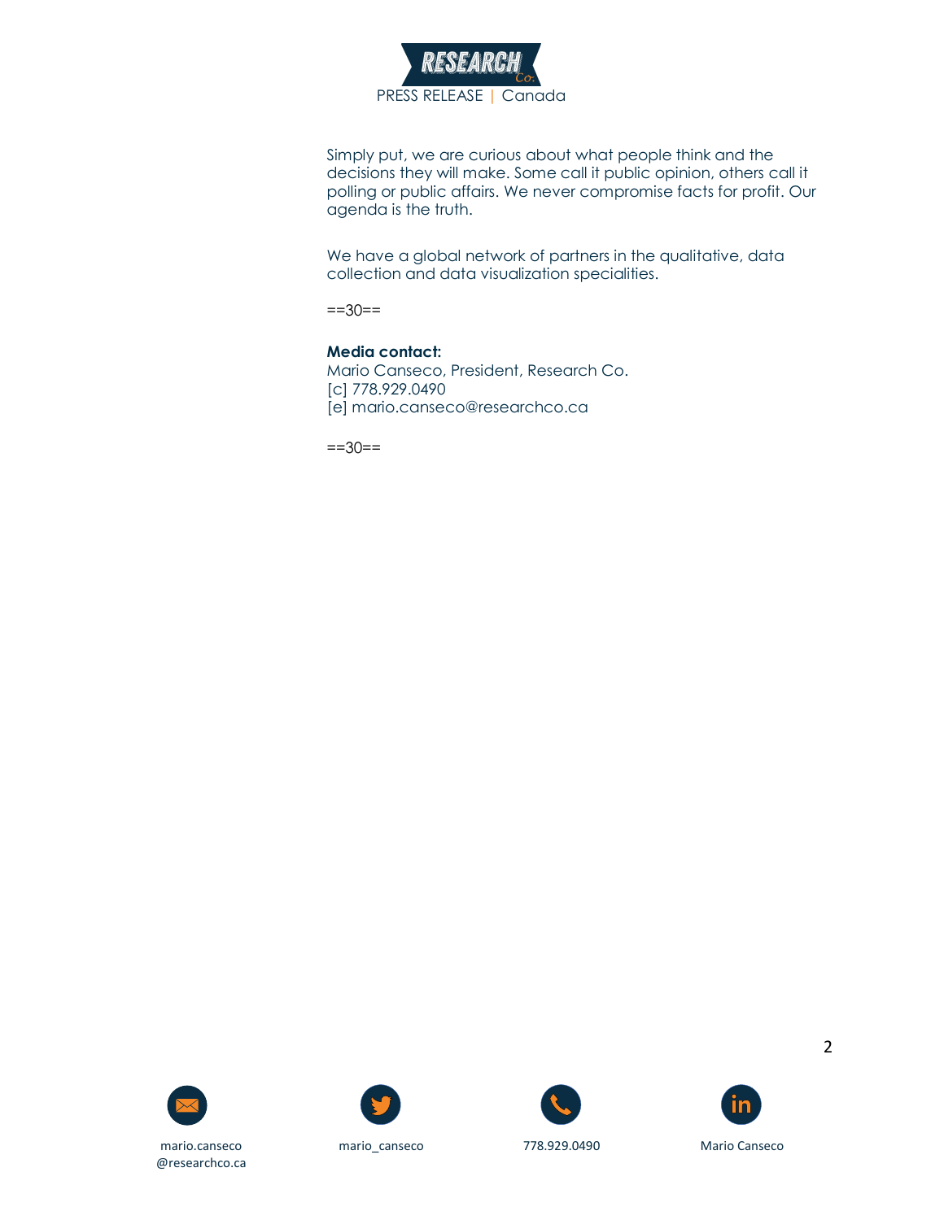Simply put, we are curious about what people think and the decisions they will make. Some call it public opinion, others call it polling or public affairs. We never compromise facts for profit. Our agenda is the truth.

We have a global network of partners in the qualitative, data collection and data visualization specialities.

==30==

**Media contact:**
Mario Canseco, President, Research Co.
[c] 778.929.0490
[e] mario.canseco@researchco.ca

==30==